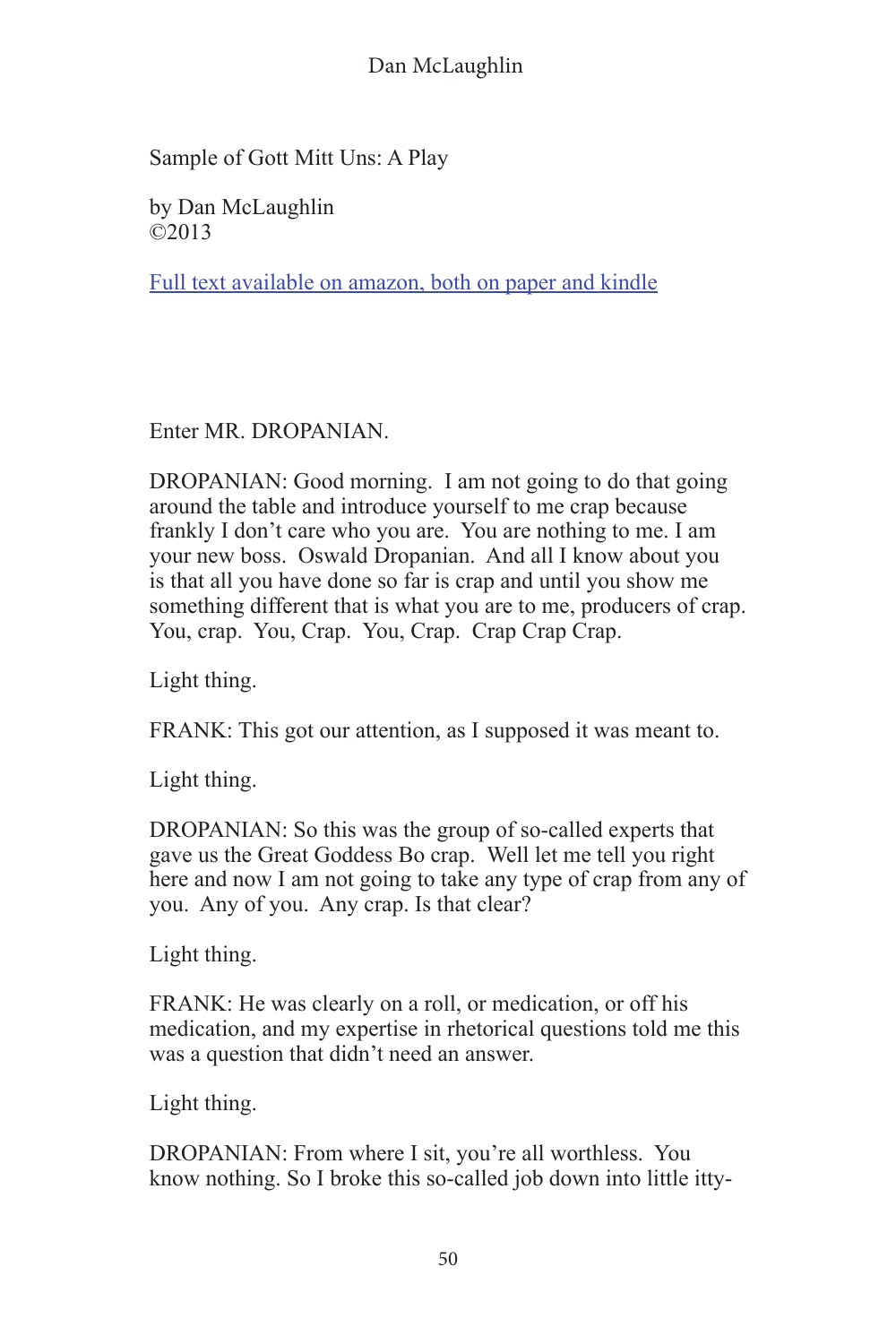Sample of Gott Mitt Uns: A Play

by Dan McLaughlin
©2013

[Full text available on amazon, both on paper and kindle]

Enter MR. DROPANIAN.

DROPANIAN: Good morning. I am not going to do that going around the table and introduce yourself to me crap because frankly I don't care who you are. You are nothing to me. I am your new boss. Oswald Dropanian. And all I know about you is that all you have done so far is crap and until you show me something different that is what you are to me, producers of crap. You, crap. You, Crap. You, Crap. Crap Crap Crap.

Light thing.

FRANK: This got our attention, as I supposed it was meant to.

Light thing.

DROPANIAN: So this was the group of so-called experts that gave us the Great Goddess Bo crap. Well let me tell you right here and now I am not going to take any type of crap from any of you. Any of you. Any crap. Is that clear?

Light thing.

FRANK: He was clearly on a roll, or medication, or off his medication, and my expertise in rhetorical questions told me this was a question that didn't need an answer.

Light thing.

DROPANIAN: From where I sit, you're all worthless. You know nothing. So I broke this so-called job down into little itty-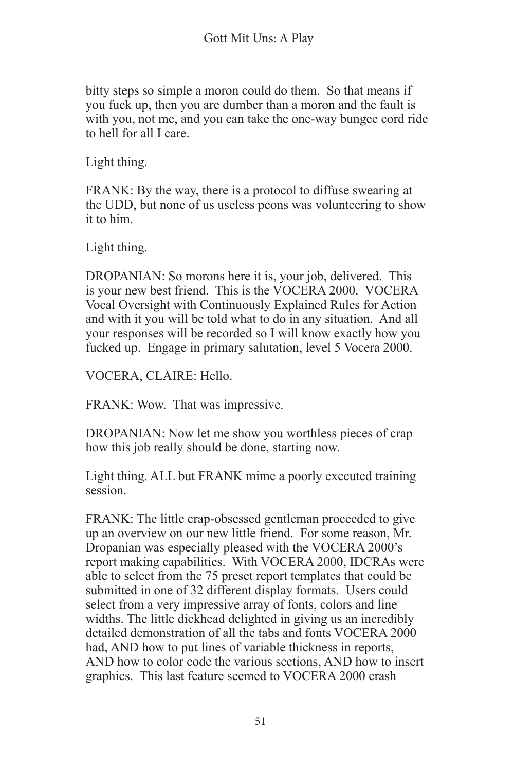bitty steps so simple a moron could do them. So that means if you fuck up, then you are dumber than a moron and the fault is with you, not me, and you can take the one-way bungee cord ride to hell for all I care.

Light thing.

FRANK: By the way, there is a protocol to diffuse swearing at the UDD, but none of us useless peons was volunteering to show it to him.

Light thing.

DROPANIAN: So morons here it is, your job, delivered. This is your new best friend. This is the VOCERA 2000. VOCERA Vocal Oversight with Continuously Explained Rules for Action and with it you will be told what to do in any situation. And all your responses will be recorded so I will know exactly how you fucked up. Engage in primary salutation, level 5 Vocera 2000.

VOCERA, CLAIRE: Hello.

FRANK: Wow. That was impressive.

DROPANIAN: Now let me show you worthless pieces of crap how this job really should be done, starting now.

Light thing. ALL but FRANK mime a poorly executed training session.

FRANK: The little crap-obsessed gentleman proceeded to give up an overview on our new little friend. For some reason, Mr. Dropanian was especially pleased with the VOCERA 2000's report making capabilities. With VOCERA 2000, IDCRAs were able to select from the 75 preset report templates that could be submitted in one of 32 different display formats. Users could select from a very impressive array of fonts, colors and line widths. The little dickhead delighted in giving us an incredibly detailed demonstration of all the tabs and fonts VOCERA 2000 had, AND how to put lines of variable thickness in reports, AND how to color code the various sections, AND how to insert graphics. This last feature seemed to VOCERA 2000 crash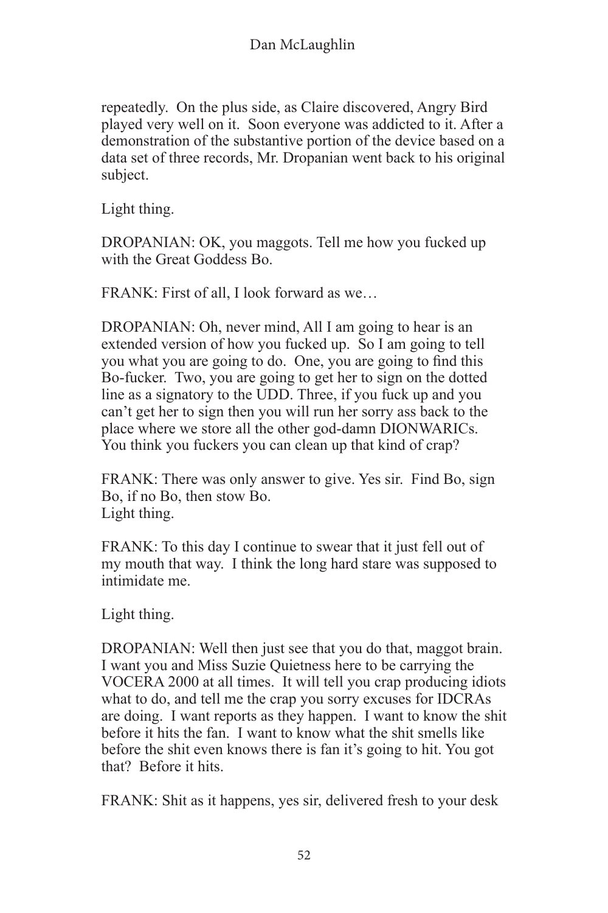repeatedly. On the plus side, as Claire discovered, Angry Bird played very well on it. Soon everyone was addicted to it. After a demonstration of the substantive portion of the device based on a data set of three records, Mr. Dropanian went back to his original subject.

Light thing.

DROPANIAN: OK, you maggots. Tell me how you fucked up with the Great Goddess Bo.

FRANK: First of all, I look forward as we…

DROPANIAN: Oh, never mind, All I am going to hear is an extended version of how you fucked up. So I am going to tell you what you are going to do. One, you are going to find this Bo-fucker. Two, you are going to get her to sign on the dotted line as a signatory to the UDD. Three, if you fuck up and you can't get her to sign then you will run her sorry ass back to the place where we store all the other god-damn DIONWARICs. You think you fuckers you can clean up that kind of crap?

FRANK: There was only answer to give. Yes sir. Find Bo, sign Bo, if no Bo, then stow Bo.
Light thing.

FRANK: To this day I continue to swear that it just fell out of my mouth that way. I think the long hard stare was supposed to intimidate me.

Light thing.

DROPANIAN: Well then just see that you do that, maggot brain. I want you and Miss Suzie Quietness here to be carrying the VOCERA 2000 at all times. It will tell you crap producing idiots what to do, and tell me the crap you sorry excuses for IDCRAs are doing. I want reports as they happen. I want to know the shit before it hits the fan. I want to know what the shit smells like before the shit even knows there is fan it's going to hit. You got that? Before it hits.

FRANK: Shit as it happens, yes sir, delivered fresh to your desk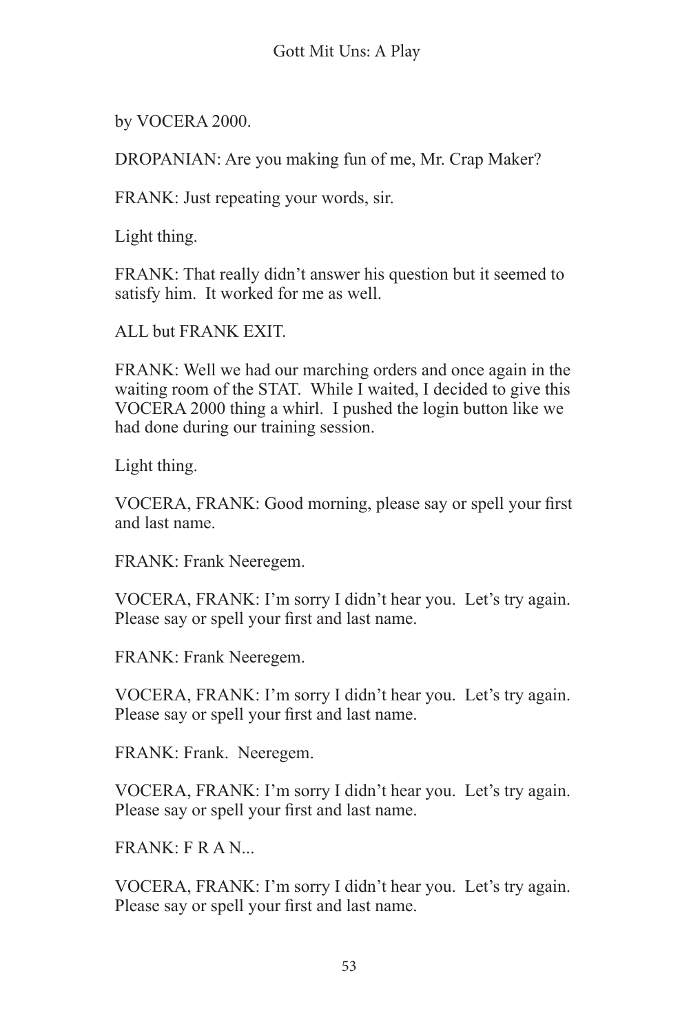by VOCERA 2000.

DROPANIAN: Are you making fun of me, Mr. Crap Maker?

FRANK: Just repeating your words, sir.

Light thing.

FRANK: That really didn't answer his question but it seemed to satisfy him. It worked for me as well.

ALL but FRANK EXIT.

FRANK: Well we had our marching orders and once again in the waiting room of the STAT. While I waited, I decided to give this VOCERA 2000 thing a whirl. I pushed the login button like we had done during our training session.

Light thing.

VOCERA, FRANK: Good morning, please say or spell your first and last name.

FRANK: Frank Neeregem.

VOCERA, FRANK: I'm sorry I didn't hear you. Let's try again. Please say or spell your first and last name.

FRANK: Frank Neeregem.

VOCERA, FRANK: I'm sorry I didn't hear you. Let's try again. Please say or spell your first and last name.

FRANK: Frank. Neeregem.

VOCERA, FRANK: I'm sorry I didn't hear you. Let's try again. Please say or spell your first and last name.

FRANK: F R A N...

VOCERA, FRANK: I'm sorry I didn't hear you. Let's try again. Please say or spell your first and last name.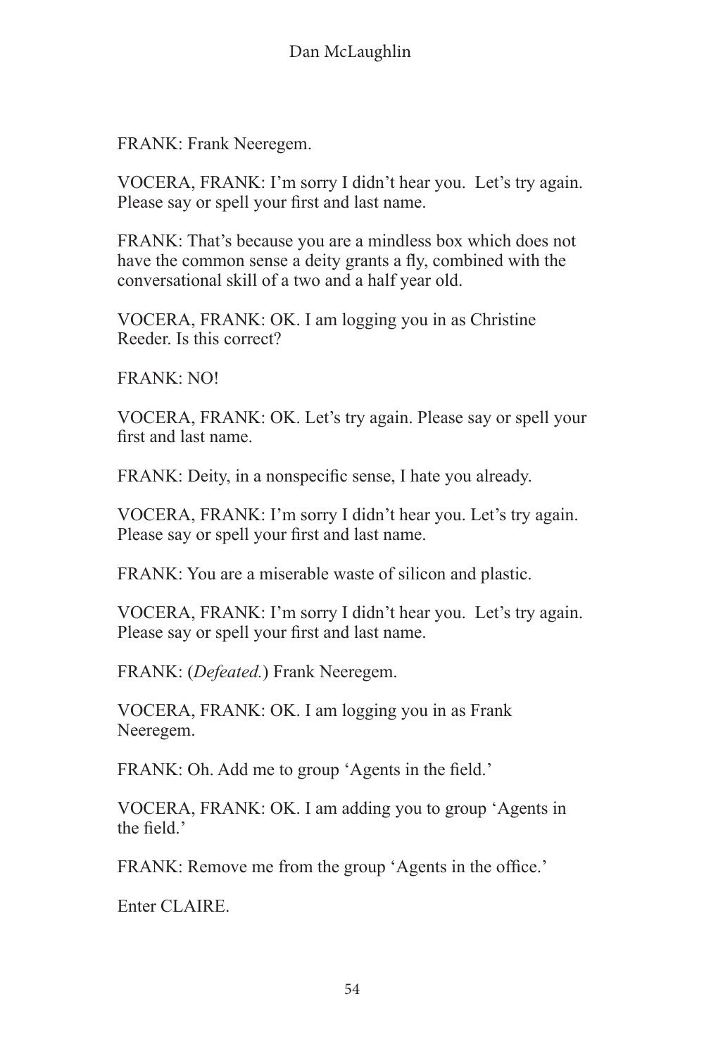FRANK: Frank Neeregem.

VOCERA, FRANK: I'm sorry I didn't hear you. Let's try again. Please say or spell your first and last name.

FRANK: That's because you are a mindless box which does not have the common sense a deity grants a fly, combined with the conversational skill of a two and a half year old.

VOCERA, FRANK: OK. I am logging you in as Christine Reeder. Is this correct?

FRANK: NO!

VOCERA, FRANK: OK. Let's try again. Please say or spell your first and last name.

FRANK: Deity, in a nonspecific sense, I hate you already.

VOCERA, FRANK: I'm sorry I didn't hear you. Let's try again. Please say or spell your first and last name.

FRANK: You are a miserable waste of silicon and plastic.

VOCERA, FRANK: I'm sorry I didn't hear you. Let's try again. Please say or spell your first and last name.

FRANK: (*Defeated.*) Frank Neeregem.

VOCERA, FRANK: OK. I am logging you in as Frank Neeregem.

FRANK: Oh. Add me to group 'Agents in the field.'

VOCERA, FRANK: OK. I am adding you to group 'Agents in the field.'

FRANK: Remove me from the group 'Agents in the office.'

Enter CLAIRE.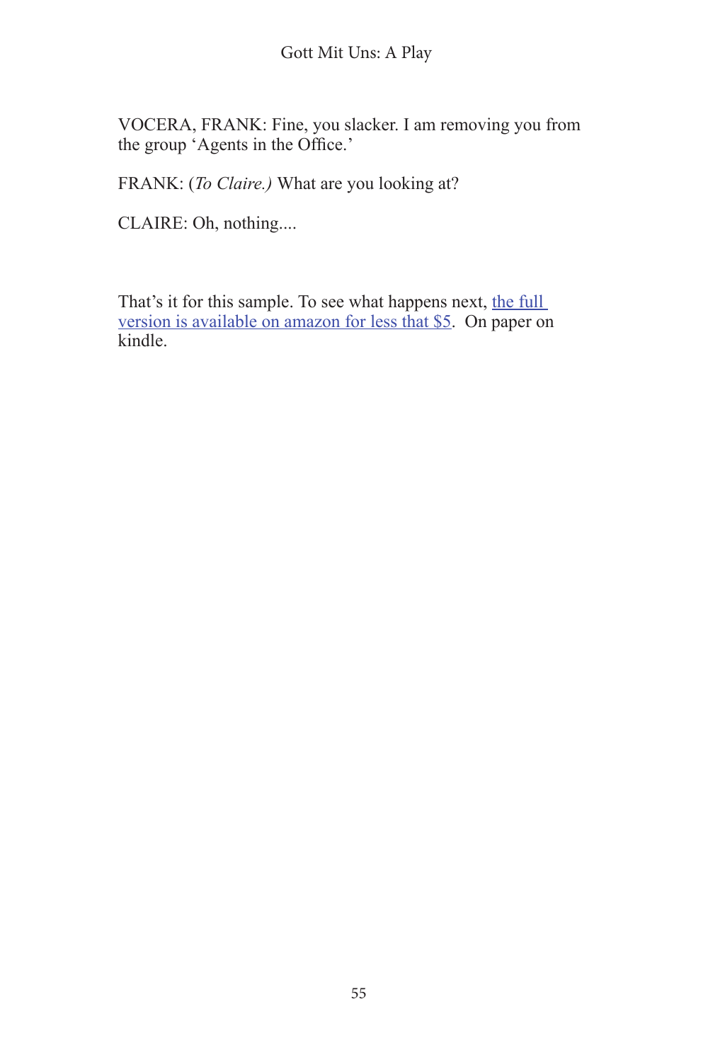VOCERA, FRANK: Fine, you slacker. I am removing you from the group 'Agents in the Office.'

FRANK: (*To Claire.*) What are you looking at?

CLAIRE: Oh, nothing....

That's it for this sample. To see what happens next, the full version is available on amazon for less that $5. On paper on kindle.